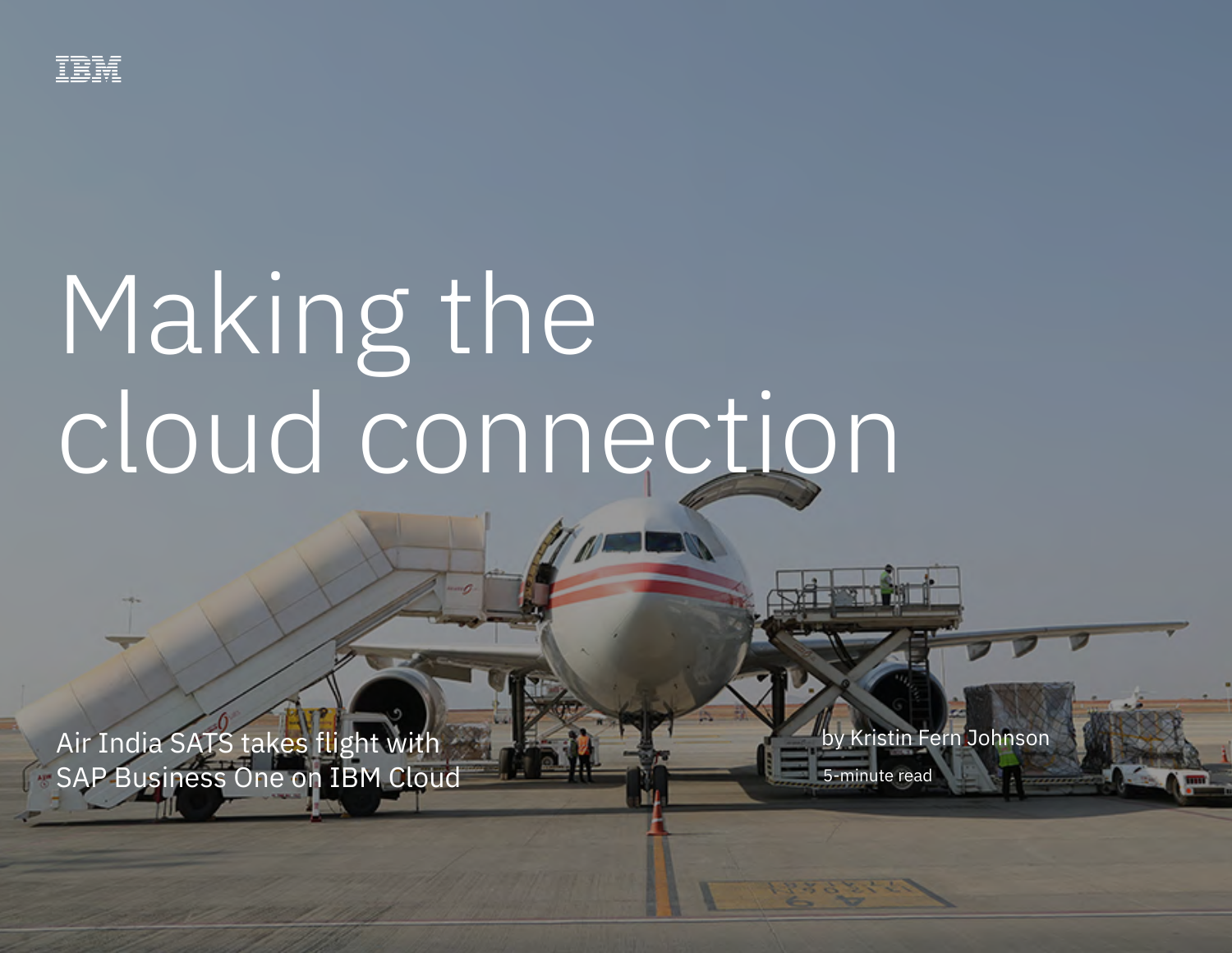IBM

# Making the cloud connection

Air India SATS takes flight with SAP Business One on IBM Cloud

by Kristin Fern Johnson

5-minute read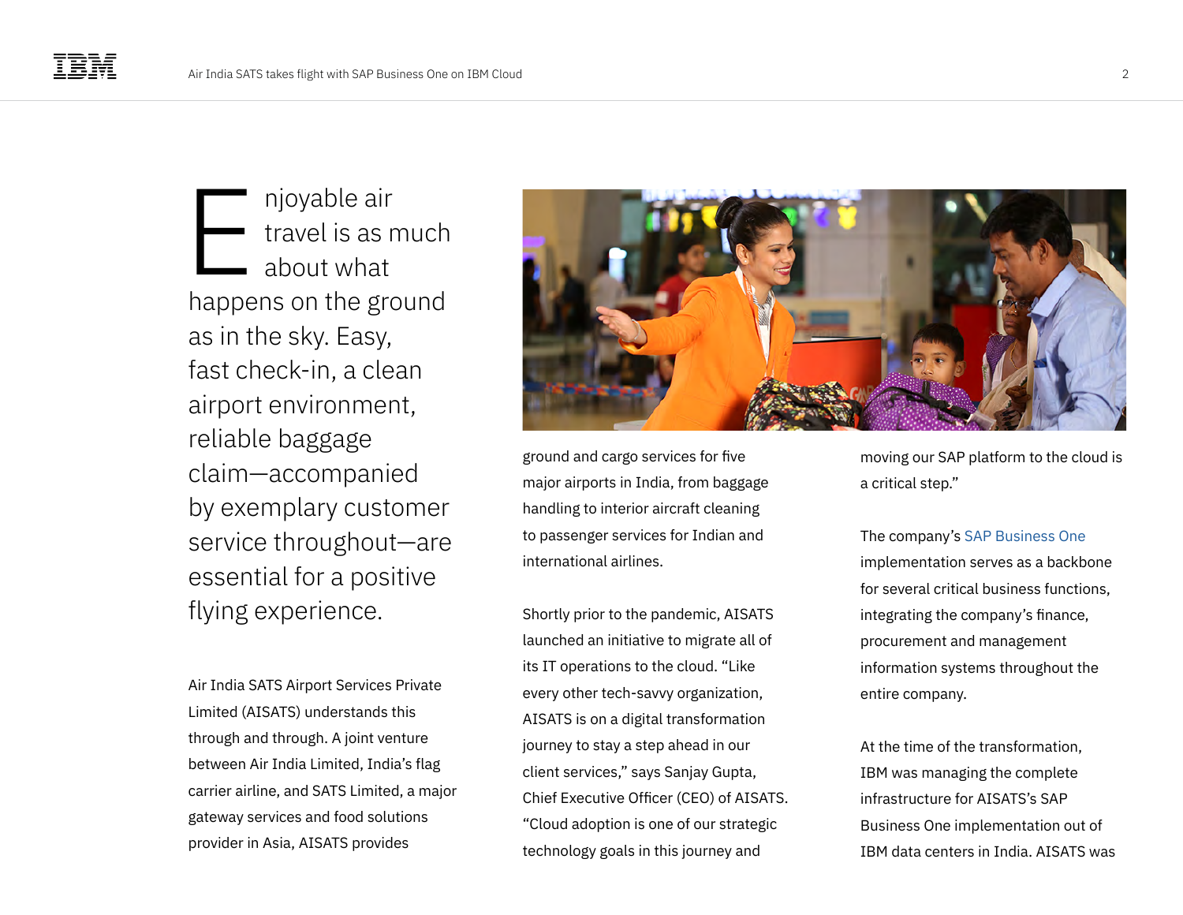Enjoyable air travel is as much about what happens on the ground as in the sky. Easy, fast check-in, a clean airport environment, reliable baggage claim—accompanied by exemplary customer service throughout—are essential for a positive flying experience.

Air India SATS Airport Services Private Limited (AISATS) understands this through and through. A joint venture between Air India Limited, India's flag carrier airline, and SATS Limited, a major gateway services and food solutions provider in Asia, AISATS provides ground and cargo services for five major airports in India, from baggage handling to interior aircraft cleaning to passenger services for Indian and international airlines.

Shortly prior to the pandemic, AISATS launched an initiative to migrate all of its IT operations to the cloud. "Like every other tech-savvy organization, AISATS is on a digital transformation journey to stay a step ahead in our client services," says Sanjay Gupta, Chief Executive Officer (CEO) of AISATS. "Cloud adoption is one of our strategic technology goals in this journey and moving our SAP platform to the cloud is a critical step."

The company's SAP Business One implementation serves as a backbone for several critical business functions, integrating the company's finance, procurement and management information systems throughout the entire company.

At the time of the transformation, IBM was managing the complete infrastructure for AISATS's SAP Business One implementation out of IBM data centers in India. AISATS was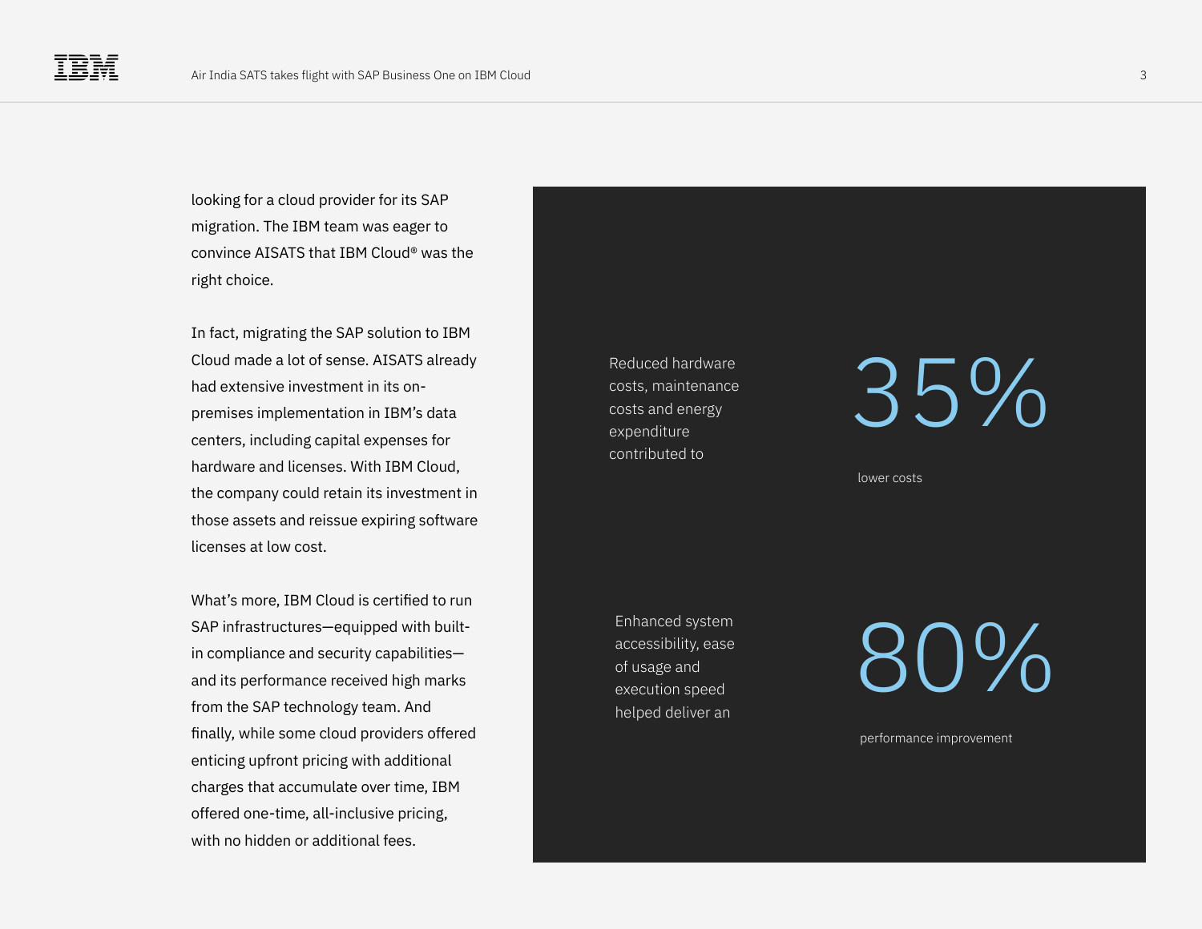looking for a cloud provider for its SAP migration. The IBM team was eager to convince AISATS that IBM Cloud® was the right choice.

In fact, migrating the SAP solution to IBM Cloud made a lot of sense. AISATS already had extensive investment in its on-premises implementation in IBM's data centers, including capital expenses for hardware and licenses. With IBM Cloud, the company could retain its investment in those assets and reissue expiring software licenses at low cost.

What's more, IBM Cloud is certified to run SAP infrastructures—equipped with built-in compliance and security capabilities—and its performance received high marks from the SAP technology team. And finally, while some cloud providers offered enticing upfront pricing with additional charges that accumulate over time, IBM offered one-time, all-inclusive pricing, with no hidden or additional fees.

Reduced hardware costs, maintenance costs and energy expenditure contributed to

**35%**

lower costs

Enhanced system accessibility, ease of usage and execution speed helped deliver an

**80%**

performance improvement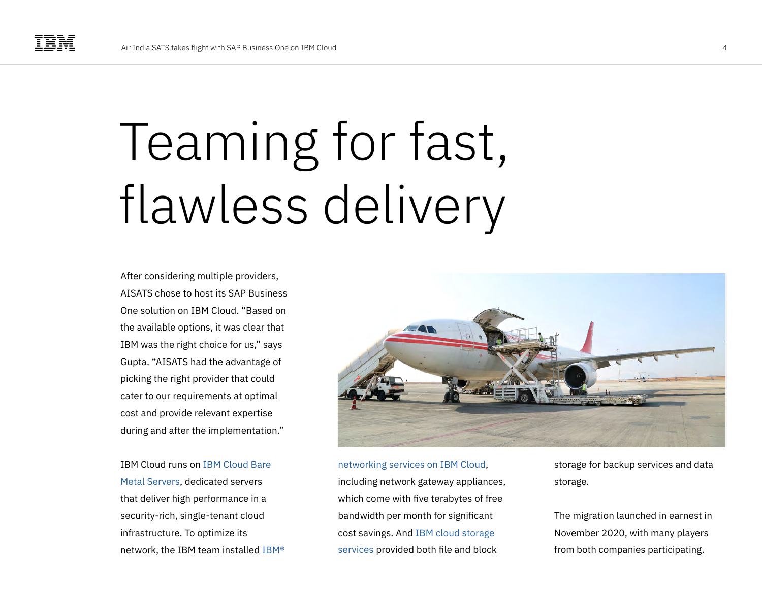# Teaming for fast, flawless delivery

After considering multiple providers, AISATS chose to host its SAP Business One solution on IBM Cloud. "Based on the available options, it was clear that IBM was the right choice for us," says Gupta. "AISATS had the advantage of picking the right provider that could cater to our requirements at optimal cost and provide relevant expertise during and after the implementation."

IBM Cloud runs on IBM Cloud Bare Metal Servers, dedicated servers that deliver high performance in a security-rich, single-tenant cloud infrastructure. To optimize its network, the IBM team installed IBM® networking services on IBM Cloud, including network gateway appliances, which come with five terabytes of free bandwidth per month for significant cost savings. And IBM cloud storage services provided both file and block storage for backup services and data storage.

The migration launched in earnest in November 2020, with many players from both companies participating.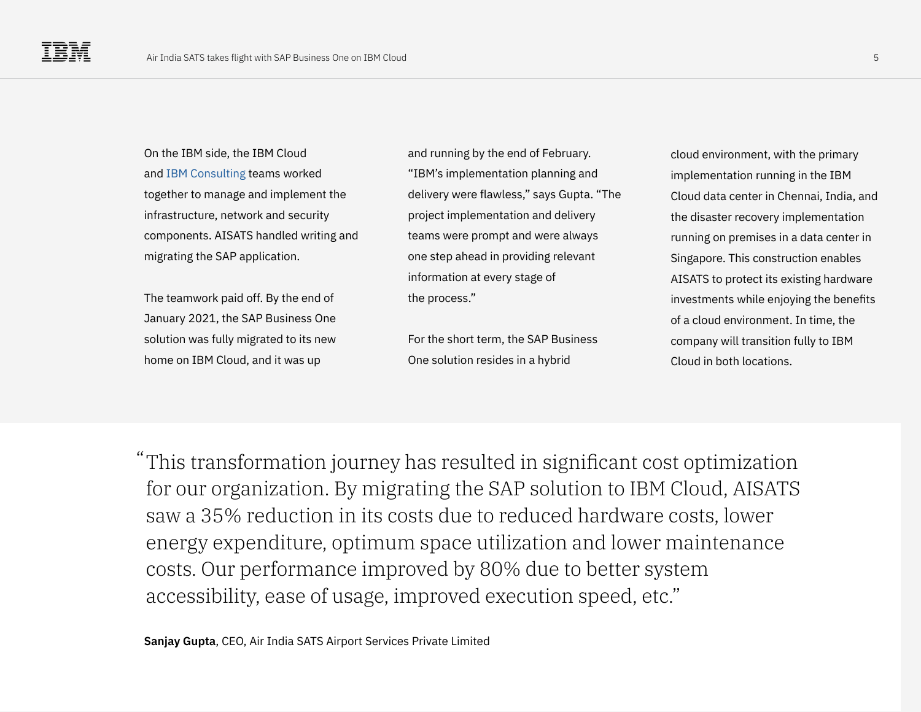On the IBM side, the IBM Cloud and IBM Consulting teams worked together to manage and implement the infrastructure, network and security components. AISATS handled writing and migrating the SAP application.

The teamwork paid off. By the end of January 2021, the SAP Business One solution was fully migrated to its new home on IBM Cloud, and it was up and running by the end of February. "IBM's implementation planning and delivery were flawless," says Gupta. "The project implementation and delivery teams were prompt and were always one step ahead in providing relevant information at every stage of the process."

For the short term, the SAP Business One solution resides in a hybrid cloud environment, with the primary implementation running in the IBM Cloud data center in Chennai, India, and the disaster recovery implementation running on premises in a data center in Singapore. This construction enables AISATS to protect its existing hardware investments while enjoying the benefits of a cloud environment. In time, the company will transition fully to IBM Cloud in both locations.

> "This transformation journey has resulted in significant cost optimization for our organization. By migrating the SAP solution to IBM Cloud, AISATS saw a 35% reduction in its costs due to reduced hardware costs, lower energy expenditure, optimum space utilization and lower maintenance costs. Our performance improved by 80% due to better system accessibility, ease of usage, improved execution speed, etc."

**Sanjay Gupta**, CEO, Air India SATS Airport Services Private Limited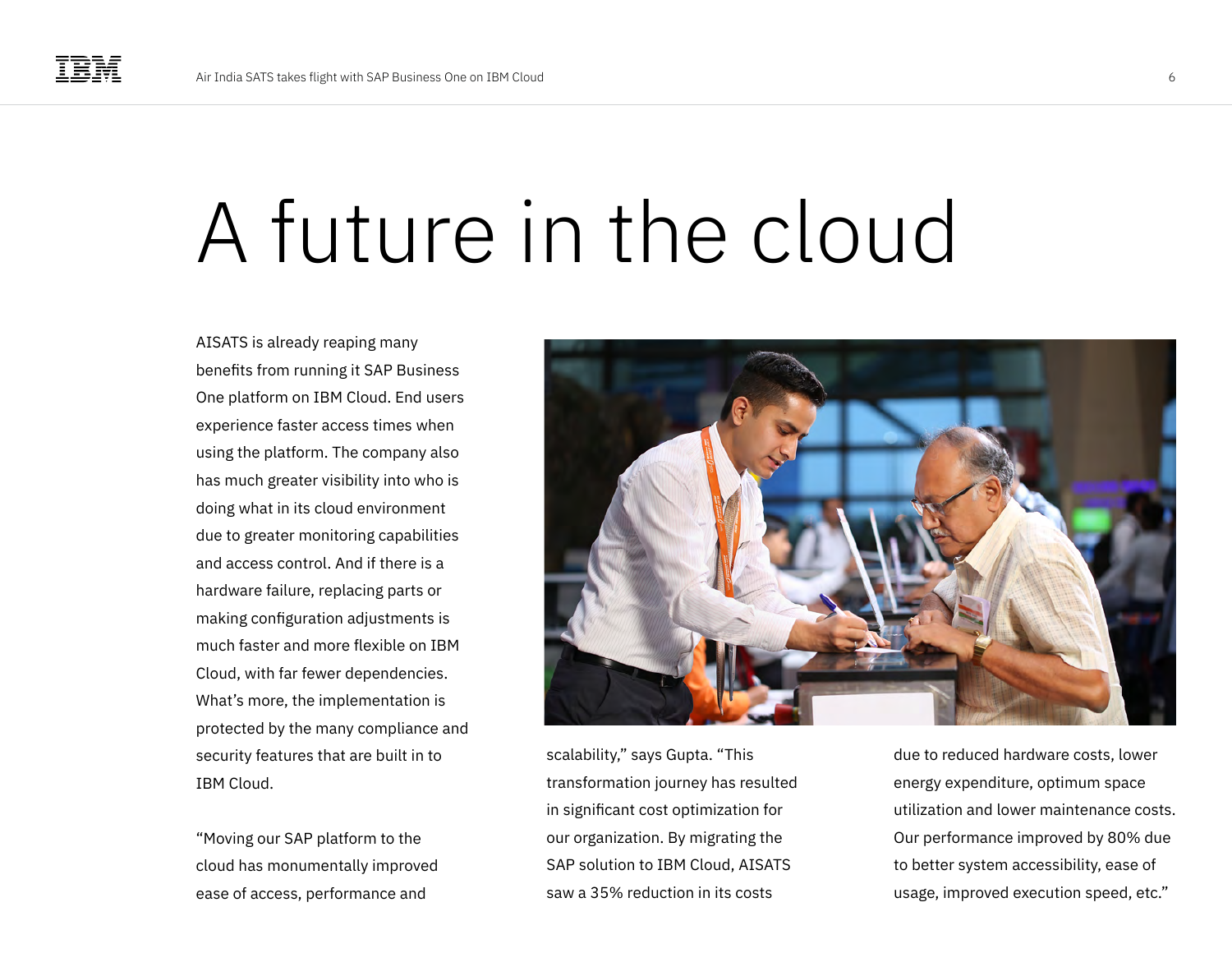# A future in the cloud

AISATS is already reaping many benefits from running it SAP Business One platform on IBM Cloud. End users experience faster access times when using the platform. The company also has much greater visibility into who is doing what in its cloud environment due to greater monitoring capabilities and access control. And if there is a hardware failure, replacing parts or making configuration adjustments is much faster and more flexible on IBM Cloud, with far fewer dependencies. What's more, the implementation is protected by the many compliance and security features that are built in to IBM Cloud.

"Moving our SAP platform to the cloud has monumentally improved ease of access, performance and scalability," says Gupta. "This transformation journey has resulted in significant cost optimization for our organization. By migrating the SAP solution to IBM Cloud, AISATS saw a 35% reduction in its costs due to reduced hardware costs, lower energy expenditure, optimum space utilization and lower maintenance costs. Our performance improved by 80% due to better system accessibility, ease of usage, improved execution speed, etc."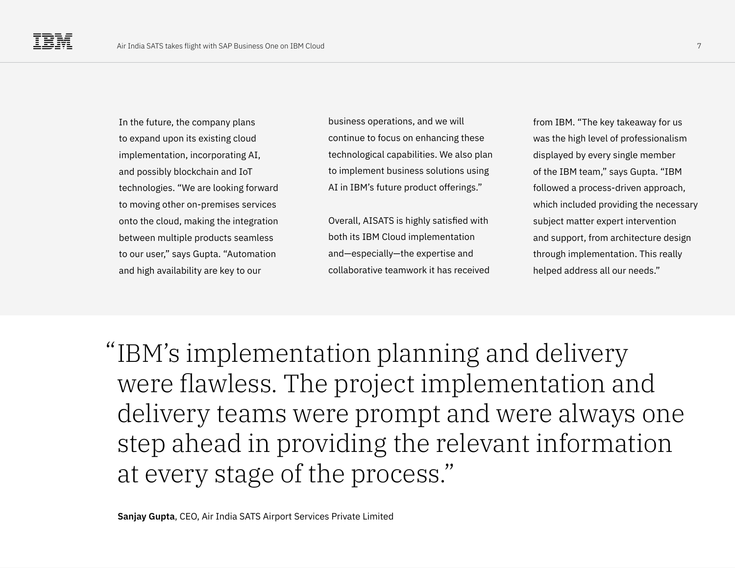In the future, the company plans to expand upon its existing cloud implementation, incorporating AI, and possibly blockchain and IoT technologies. "We are looking forward to moving other on-premises services onto the cloud, making the integration between multiple products seamless to our user," says Gupta. "Automation and high availability are key to our business operations, and we will continue to focus on enhancing these technological capabilities. We also plan to implement business solutions using AI in IBM's future product offerings."

Overall, AISATS is highly satisfied with both its IBM Cloud implementation and—especially—the expertise and collaborative teamwork it has received from IBM. "The key takeaway for us was the high level of professionalism displayed by every single member of the IBM team," says Gupta. "IBM followed a process-driven approach, which included providing the necessary subject matter expert intervention and support, from architecture design through implementation. This really helped address all our needs."

> "IBM's implementation planning and delivery were flawless. The project implementation and delivery teams were prompt and were always one step ahead in providing the relevant information at every stage of the process."

**Sanjay Gupta**, CEO, Air India SATS Airport Services Private Limited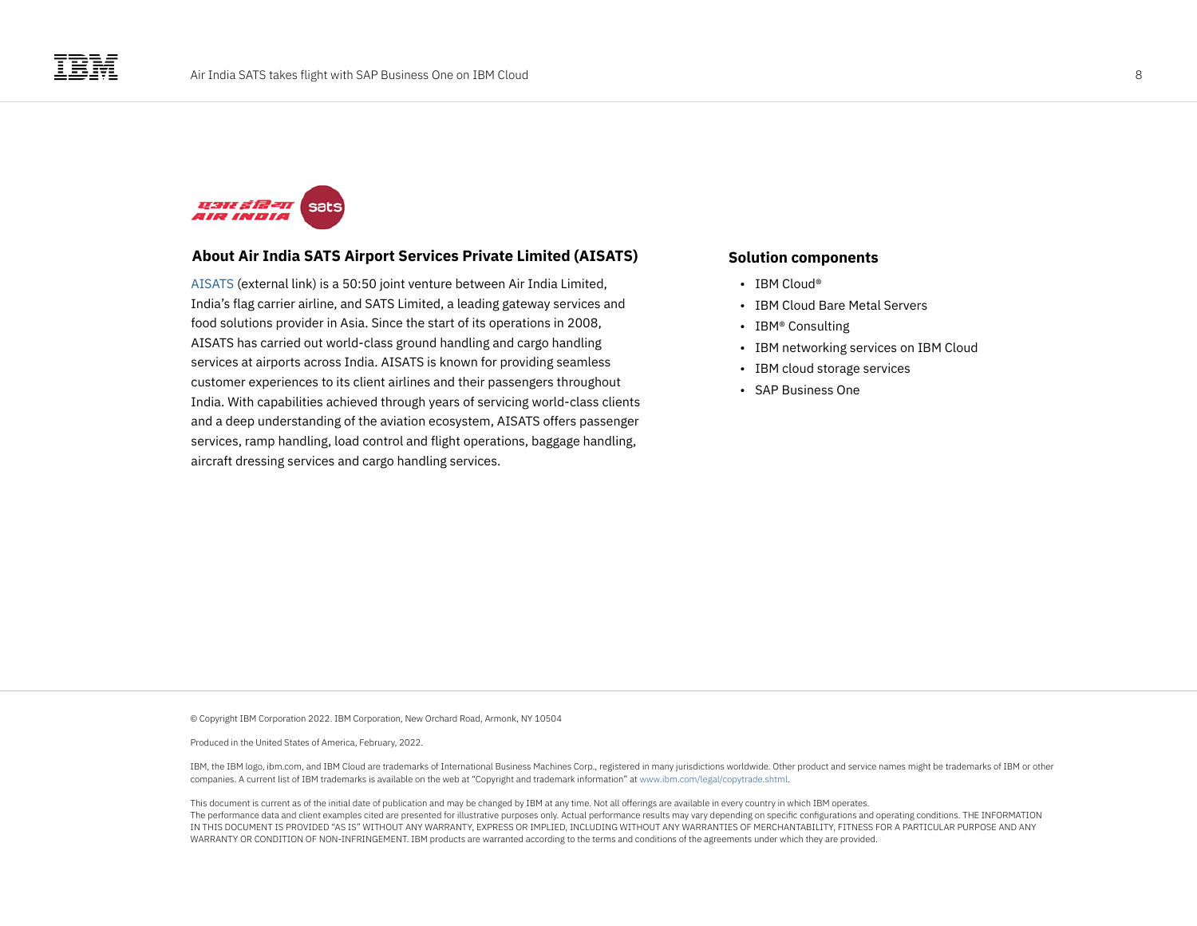## About Air India SATS Airport Services Private Limited (AISATS)

AISATS (external link) is a 50:50 joint venture between Air India Limited, India's flag carrier airline, and SATS Limited, a leading gateway services and food solutions provider in Asia. Since the start of its operations in 2008, AISATS has carried out world-class ground handling and cargo handling services at airports across India. AISATS is known for providing seamless customer experiences to its client airlines and their passengers throughout India. With capabilities achieved through years of servicing world-class clients and a deep understanding of the aviation ecosystem, AISATS offers passenger services, ramp handling, load control and flight operations, baggage handling, aircraft dressing services and cargo handling services.

## Solution components

- IBM Cloud®
- IBM Cloud Bare Metal Servers
- IBM® Consulting
- IBM networking services on IBM Cloud
- IBM cloud storage services
- SAP Business One

© Copyright IBM Corporation 2022. IBM Corporation, New Orchard Road, Armonk, NY 10504

Produced in the United States of America, February, 2022.

IBM, the IBM logo, ibm.com, and IBM Cloud are trademarks of International Business Machines Corp., registered in many jurisdictions worldwide. Other product and service names might be trademarks of IBM or other companies. A current list of IBM trademarks is available on the web at "Copyright and trademark information" at www.ibm.com/legal/copytrade.shtml.

This document is current as of the initial date of publication and may be changed by IBM at any time. Not all offerings are available in every country in which IBM operates.
The performance data and client examples cited are presented for illustrative purposes only. Actual performance results may vary depending on specific configurations and operating conditions. THE INFORMATION IN THIS DOCUMENT IS PROVIDED "AS IS" WITHOUT ANY WARRANTY, EXPRESS OR IMPLIED, INCLUDING WITHOUT ANY WARRANTIES OF MERCHANTABILITY, FITNESS FOR A PARTICULAR PURPOSE AND ANY WARRANTY OR CONDITION OF NON-INFRINGEMENT. IBM products are warranted according to the terms and conditions of the agreements under which they are provided.